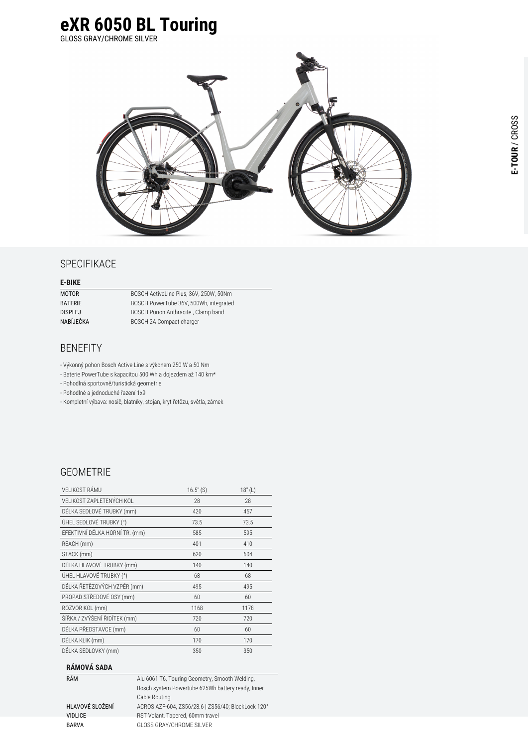# eXR 6050 BL Touring

GLOSS GRAY/CHROME SILVER

## SPECIFIKACE

### E-BIKE

| | |
|---|---|
| MOTOR | BOSCH ActiveLine Plus, 36V, 250W, 50Nm |
| BATERIE | BOSCH PowerTube 36V, 500Wh, integrated |
| DISPLEJ | BOSCH Purion Anthracite , Clamp band |
| NABÍJEČKA | BOSCH 2A Compact charger |

## BENEFITY

- Výkonný pohon Bosch Active Line s výkonem 250 W a 50 Nm
- Baterie PowerTube s kapacitou 500 Wh a dojezdem až 140 km*
- Pohodlná sportovně/turistická geometrie
- Pohodlné a jednoduché řazení 1x9
- Kompletní výbava: nosič, blatníky, stojan, kryt řetězu, světla, zámek

## GEOMETRIE

| VELIKOST RÁMU | 16.5" (S) | 18" (L) |
|---|---|---|
| VELIKOST ZAPLETENÝCH KOL | 28 | 28 |
| DÉLKA SEDLOVÉ TRUBKY (mm) | 420 | 457 |
| ÚHEL SEDLOVÉ TRUBKY (°) | 73.5 | 73.5 |
| EFEKTIVNÍ DÉLKA HORNÍ TR. (mm) | 585 | 595 |
| REACH (mm) | 401 | 410 |
| STACK (mm) | 620 | 604 |
| DÉLKA HLAVOVÉ TRUBKY (mm) | 140 | 140 |
| ÚHEL HLAVOVÉ TRUBKY (°) | 68 | 68 |
| DÉLKA ŘETĚZOVÝCH VZPĚR (mm) | 495 | 495 |
| PROPAD STŘEDOVÉ OSY (mm) | 60 | 60 |
| ROZVOR KOL (mm) | 1168 | 1178 |
| ŠÍŘKA / ZVÝŠENÍ ŘIDÍTEK (mm) | 720 | 720 |
| DÉLKA PŘEDSTAVCE (mm) | 60 | 60 |
| DÉLKA KLIK (mm) | 170 | 170 |
| DÉLKA SEDLOVKY (mm) | 350 | 350 |

### RÁMOVÁ SADA

| | |
|---|---|
| RÁM | Alu 6061 T6, Touring Geometry, Smooth Welding, Bosch system Powertube 625Wh battery ready, Inner Cable Routing |
| HLAVOVÉ SLOŽENÍ | ACROS AZF-604, ZS56/28.6 \| ZS56/40; BlockLock 120° |
| VIDLICE | RST Volant, Tapered, 60mm travel |
| BARVA | GLOSS GRAY/CHROME SILVER |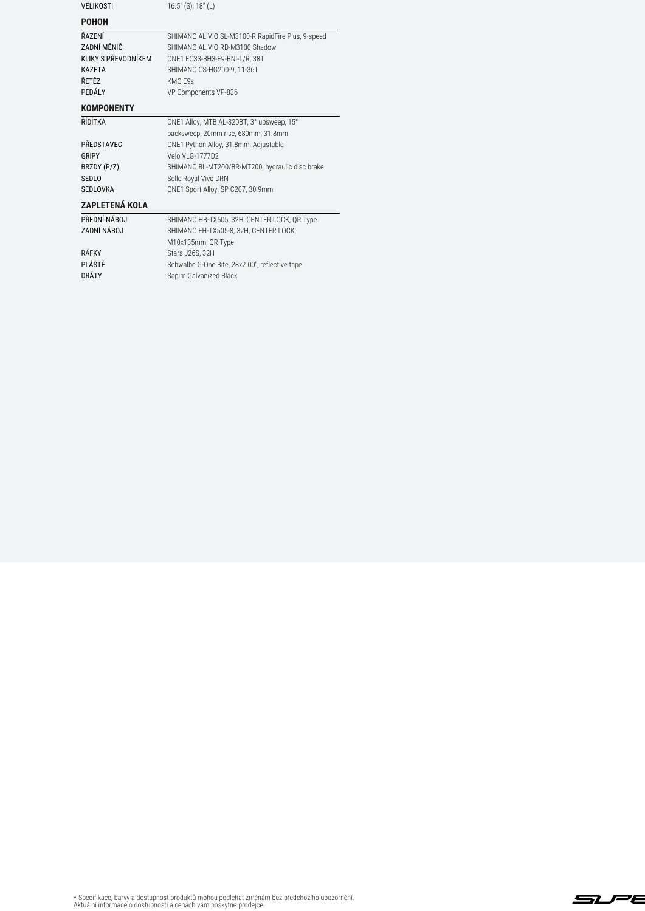| | |
|---|---|
| VELIKOSTI | 16.5" (S), 18" (L) |

## POHON

| | |
|---|---|
| ŘAZENÍ | SHIMANO ALIVIO SL-M3100-R RapidFire Plus, 9-speed |
| ZADNÍ MĚNIČ | SHIMANO ALIVIO RD-M3100 Shadow |
| KLIKY S PŘEVODNÍKEM | ONE1 EC33-BH3-F9-BNI-L/R, 38T |
| KAZETA | SHIMANO CS-HG200-9, 11-36T |
| ŘETĚZ | KMC E9s |
| PEDÁLY | VP Components VP-836 |

## KOMPONENTY

| | |
|---|---|
| ŘÍDÍTKA | ONE1 Alloy, MTB AL-320BT, 3° upsweep, 15° backsweep, 20mm rise, 680mm, 31.8mm |
| PŘEDSTAVEC | ONE1 Python Alloy, 31.8mm, Adjustable |
| GRIPY | Velo VLG-1777D2 |
| BRZDY (P/Z) | SHIMANO BL-MT200/BR-MT200, hydraulic disc brake |
| SEDLO | Selle Royal Vivo DRN |
| SEDLOVKA | ONE1 Sport Alloy, SP C207, 30.9mm |

## ZAPLETENÁ KOLA

| | |
|---|---|
| PŘEDNÍ NÁBOJ | SHIMANO HB-TX505, 32H, CENTER LOCK, QR Type |
| ZADNÍ NÁBOJ | SHIMANO FH-TX505-8, 32H, CENTER LOCK, M10x135mm, QR Type |
| RÁFKY | Stars J26S, 32H |
| PLÁŠTĚ | Schwalbe G-One Bite, 28x2.00", reflective tape |
| DRÁTY | Sapim Galvanized Black |

* Specifikace, barvy a dostupnost produktů mohou podléhat změnám bez předchozího upozornění.
Aktuální informace o dostupnosti a cenách vám poskytne prodejce.